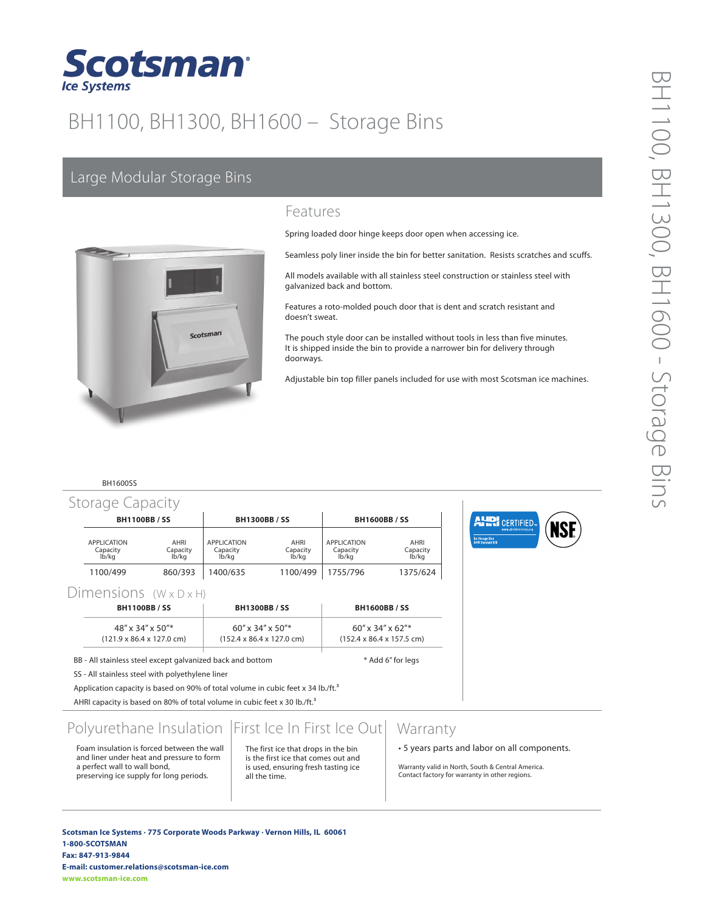# Scotsman Ice Systems

# BH1100, BH1300, BH1600 – Storage Bins

## Large Modular Storage Bins

### Features

Spring loaded door hinge keeps door open when accessing ice.

Seamless poly liner inside the bin for better sanitation. Resists scratches and scuffs.

All models available with all stainless steel construction or stainless steel with galvanized back and bottom.

Features a roto-molded pouch door that is dent and scratch resistant and doesn't sweat.

The pouch style door can be installed without tools in less than five minutes. It is shipped inside the bin to provide a narrower bin for delivery through doorways.

Adjustable bin top filler panels included for use with most Scotsman ice machines.

BH1600SS

## Storage Capacity

| BH1100BB / SS | | BH1300BB / SS | | BH1600BB / SS | |
|---|---|---|---|---|---|
| APPLICATION Capacity lb/kg | AHRI Capacity lb/kg | APPLICATION Capacity lb/kg | AHRI Capacity lb/kg | APPLICATION Capacity lb/kg | AHRI Capacity lb/kg |
| 1100/499 | 860/393 | 1400/635 | 1100/499 | 1755/796 | 1375/624 |

## Dimensions (W x D x H)

| BH1100BB / SS | BH1300BB / SS | BH1600BB / SS |
|---|---|---|
| 48" x 34" x 50"* (121.9 x 86.4 x 127.0 cm) | 60" x 34" x 50"* (152.4 x 86.4 x 127.0 cm) | 60" x 34" x 62"* (152.4 x 86.4 x 157.5 cm) |

BB - All stainless steel except galvanized back and bottom

\* Add 6" for legs

SS - All stainless steel with polyethylene liner

Application capacity is based on 90% of total volume in cubic feet x 34 lb./ft.³

AHRI capacity is based on 80% of total volume in cubic feet x 30 lb./ft.³

AHRI CERTIFIED · NSF

## Polyurethane Insulation

Foam insulation is forced between the wall and liner under heat and pressure to form a perfect wall to wall bond, preserving ice supply for long periods.

## First Ice In First Ice Out

The first ice that drops in the bin is the first ice that comes out and is used, ensuring fresh tasting ice all the time.

## Warranty

- 5 years parts and labor on all components.

Warranty valid in North, South & Central America. Contact factory for warranty in other regions.

**Scotsman Ice Systems · 775 Corporate Woods Parkway · Vernon Hills, IL 60061**
**1-800-SCOTSMAN**
**Fax: 847-913-9844**
**E-mail: customer.relations@scotsman-ice.com**
**www.scotsman-ice.com**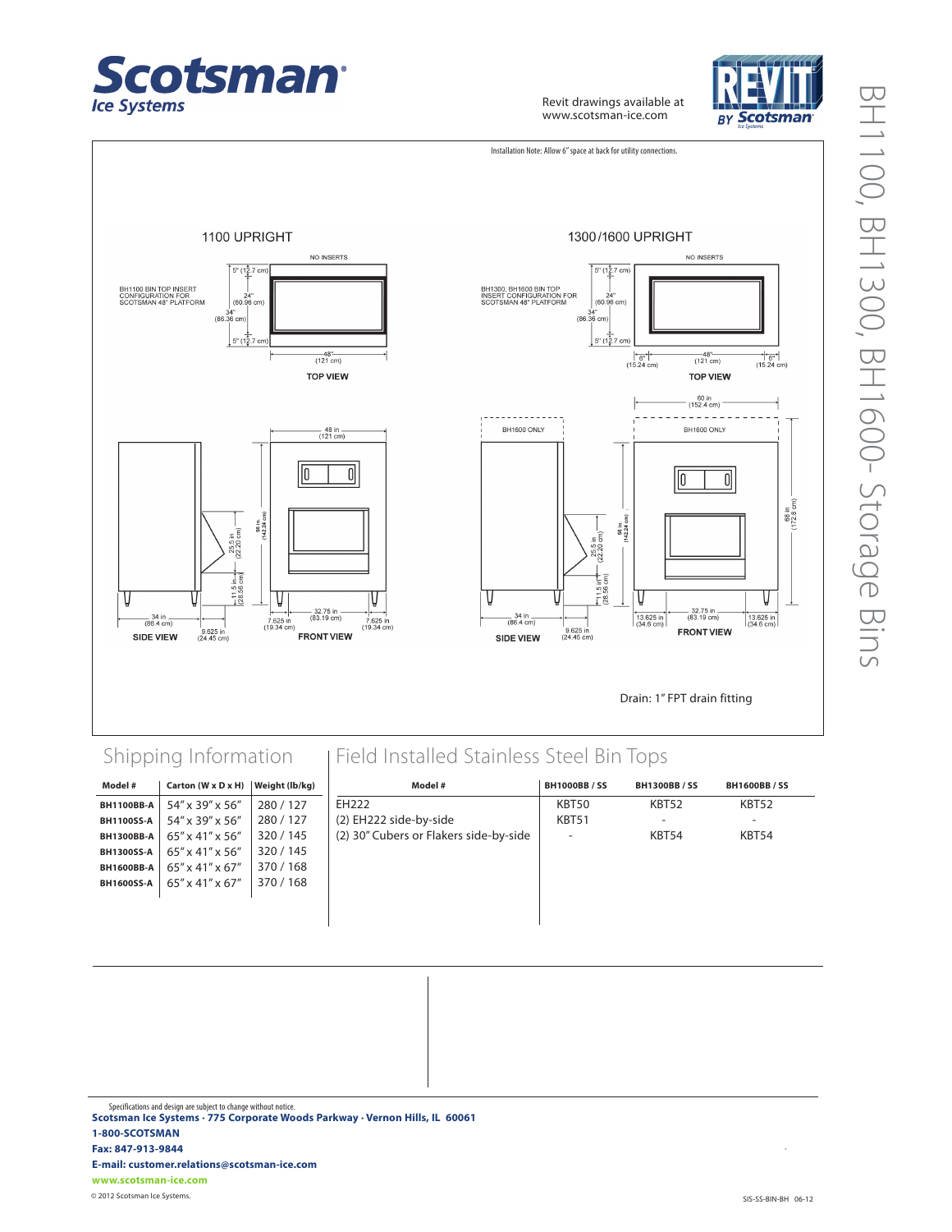# Scotsman

*Ice Systems*

Revit drawings available at
www.scotsman-ice.com

REVIT BY Scotsman Ice Systems

BH1100, BH1300, BH1600- Storage Bins

Installation Note: Allow 6" space at back for utility connections.

1100 UPRIGHT

NO INSERTS

BH1100 BIN TOP INSERT CONFIGURATION FOR SCOTSMAN 48" PLATFORM

5" (12.7 cm)
24" (60.96 cm)
34" (86.36 cm)
5" (12.7 cm)
48" (121 cm)

TOP VIEW

48 in (121 cm)
56 in (142.24 cm)
25.5 in (22.20 cm)
11.5 in (28.56 cm)
34 in (86.4 cm)
9.625 in (24.45 cm)
7.625 in (19.34 cm)
32.75 in (83.19 cm)
7.625 in (19.34 cm)

SIDE VIEW

FRONT VIEW

1300/1600 UPRIGHT

NO INSERTS

BH1300, BH1600 BIN TOP INSERT CONFIGURATION FOR SCOTSMAN 48" PLATFORM

5" (12.7 cm)
24" (60.96 cm)
34" (86.36 cm)
5" (12.7 cm)
6" (15.24 cm)
48" (121 cm)
6" (15.24 cm)

TOP VIEW

60 in (152.4 cm)

BH1600 ONLY

BH1600 ONLY

56 in (142.24 cm)
25.5 in (22.20 cm)
11.5 in (28.56 cm)
68 in (172.8 cm)
34 in (86.4 cm)
9.625 in (24.45 cm)
13.625 in (34.6 cm)
32.75 in (83.19 cm)
13.625 in (34.6 cm)

SIDE VIEW

FRONT VIEW

Drain: 1" FPT drain fitting

## Shipping Information

| Model # | Carton (W x D x H) | Weight (lb/kg) |
|---|---|---|
| **BH1100BB-A** | 54" x 39" x 56" | 280 / 127 |
| **BH1100SS-A** | 54" x 39" x 56" | 280 / 127 |
| **BH1300BB-A** | 65" x 41" x 56" | 320 / 145 |
| **BH1300SS-A** | 65" x 41" x 56" | 320 / 145 |
| **BH1600BB-A** | 65" x 41" x 67" | 370 / 168 |
| **BH1600SS-A** | 65" x 41" x 67" | 370 / 168 |

## Field Installed Stainless Steel Bin Tops

| Model # | BH1000BB / SS | BH1300BB / SS | BH1600BB / SS |
|---|---|---|---|
| EH222 | KBT50 | KBT52 | KBT52 |
| (2) EH222 side-by-side | KBT51 | - | - |
| (2) 30" Cubers or Flakers side-by-side | - | KBT54 | KBT54 |

Specifications and design are subject to change without notice.

**Scotsman Ice Systems · 775 Corporate Woods Parkway · Vernon Hills, IL 60061**

**1-800-SCOTSMAN**

**Fax: 847-913-9844**

**E-mail: customer.relations@scotsman-ice.com**

**www.scotsman-ice.com**

© 2012 Scotsman Ice Systems.

SIS-SS-BIN-BH 06-12